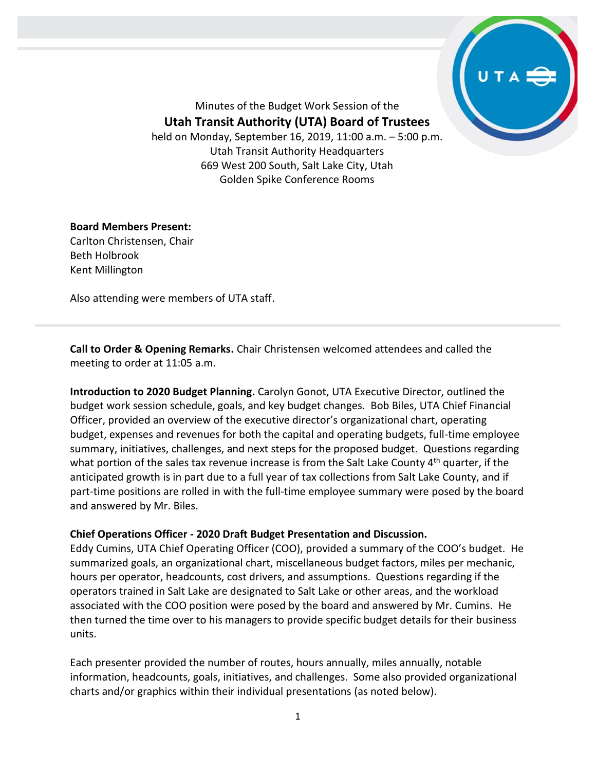Minutes of the Budget Work Session of the

**Utah Transit Authority (UTA) Board of Trustees**

held on Monday, September 16, 2019, 11:00 a.m. – 5:00 p.m.
Utah Transit Authority Headquarters
669 West 200 South, Salt Lake City, Utah
Golden Spike Conference Rooms

**Board Members Present:**
Carlton Christensen, Chair
Beth Holbrook
Kent Millington

Also attending were members of UTA staff.

---

**Call to Order & Opening Remarks.** Chair Christensen welcomed attendees and called the meeting to order at 11:05 a.m.

**Introduction to 2020 Budget Planning.** Carolyn Gonot, UTA Executive Director, outlined the budget work session schedule, goals, and key budget changes. Bob Biles, UTA Chief Financial Officer, provided an overview of the executive director's organizational chart, operating budget, expenses and revenues for both the capital and operating budgets, full-time employee summary, initiatives, challenges, and next steps for the proposed budget. Questions regarding what portion of the sales tax revenue increase is from the Salt Lake County 4th quarter, if the anticipated growth is in part due to a full year of tax collections from Salt Lake County, and if part-time positions are rolled in with the full-time employee summary were posed by the board and answered by Mr. Biles.

**Chief Operations Officer - 2020 Draft Budget Presentation and Discussion.**
Eddy Cumins, UTA Chief Operating Officer (COO), provided a summary of the COO's budget. He summarized goals, an organizational chart, miscellaneous budget factors, miles per mechanic, hours per operator, headcounts, cost drivers, and assumptions. Questions regarding if the operators trained in Salt Lake are designated to Salt Lake or other areas, and the workload associated with the COO position were posed by the board and answered by Mr. Cumins. He then turned the time over to his managers to provide specific budget details for their business units.

Each presenter provided the number of routes, hours annually, miles annually, notable information, headcounts, goals, initiatives, and challenges. Some also provided organizational charts and/or graphics within their individual presentations (as noted below).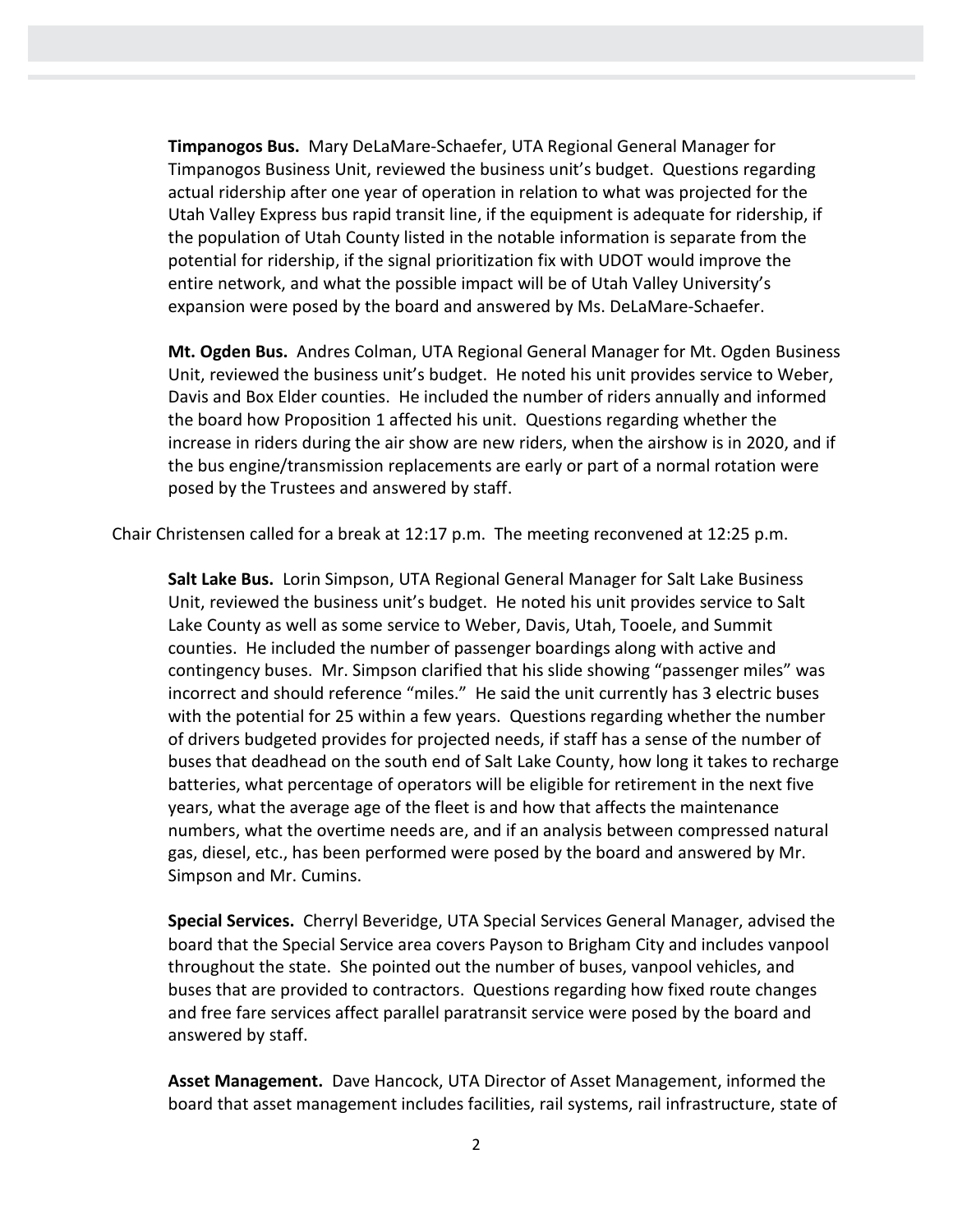**Timpanogos Bus.** Mary DeLaMare-Schaefer, UTA Regional General Manager for Timpanogos Business Unit, reviewed the business unit's budget. Questions regarding actual ridership after one year of operation in relation to what was projected for the Utah Valley Express bus rapid transit line, if the equipment is adequate for ridership, if the population of Utah County listed in the notable information is separate from the potential for ridership, if the signal prioritization fix with UDOT would improve the entire network, and what the possible impact will be of Utah Valley University's expansion were posed by the board and answered by Ms. DeLaMare-Schaefer.

**Mt. Ogden Bus.** Andres Colman, UTA Regional General Manager for Mt. Ogden Business Unit, reviewed the business unit's budget. He noted his unit provides service to Weber, Davis and Box Elder counties. He included the number of riders annually and informed the board how Proposition 1 affected his unit. Questions regarding whether the increase in riders during the air show are new riders, when the airshow is in 2020, and if the bus engine/transmission replacements are early or part of a normal rotation were posed by the Trustees and answered by staff.

Chair Christensen called for a break at 12:17 p.m. The meeting reconvened at 12:25 p.m.

**Salt Lake Bus.** Lorin Simpson, UTA Regional General Manager for Salt Lake Business Unit, reviewed the business unit's budget. He noted his unit provides service to Salt Lake County as well as some service to Weber, Davis, Utah, Tooele, and Summit counties. He included the number of passenger boardings along with active and contingency buses. Mr. Simpson clarified that his slide showing "passenger miles" was incorrect and should reference "miles." He said the unit currently has 3 electric buses with the potential for 25 within a few years. Questions regarding whether the number of drivers budgeted provides for projected needs, if staff has a sense of the number of buses that deadhead on the south end of Salt Lake County, how long it takes to recharge batteries, what percentage of operators will be eligible for retirement in the next five years, what the average age of the fleet is and how that affects the maintenance numbers, what the overtime needs are, and if an analysis between compressed natural gas, diesel, etc., has been performed were posed by the board and answered by Mr. Simpson and Mr. Cumins.

**Special Services.** Cherryl Beveridge, UTA Special Services General Manager, advised the board that the Special Service area covers Payson to Brigham City and includes vanpool throughout the state. She pointed out the number of buses, vanpool vehicles, and buses that are provided to contractors. Questions regarding how fixed route changes and free fare services affect parallel paratransit service were posed by the board and answered by staff.

**Asset Management.** Dave Hancock, UTA Director of Asset Management, informed the board that asset management includes facilities, rail systems, rail infrastructure, state of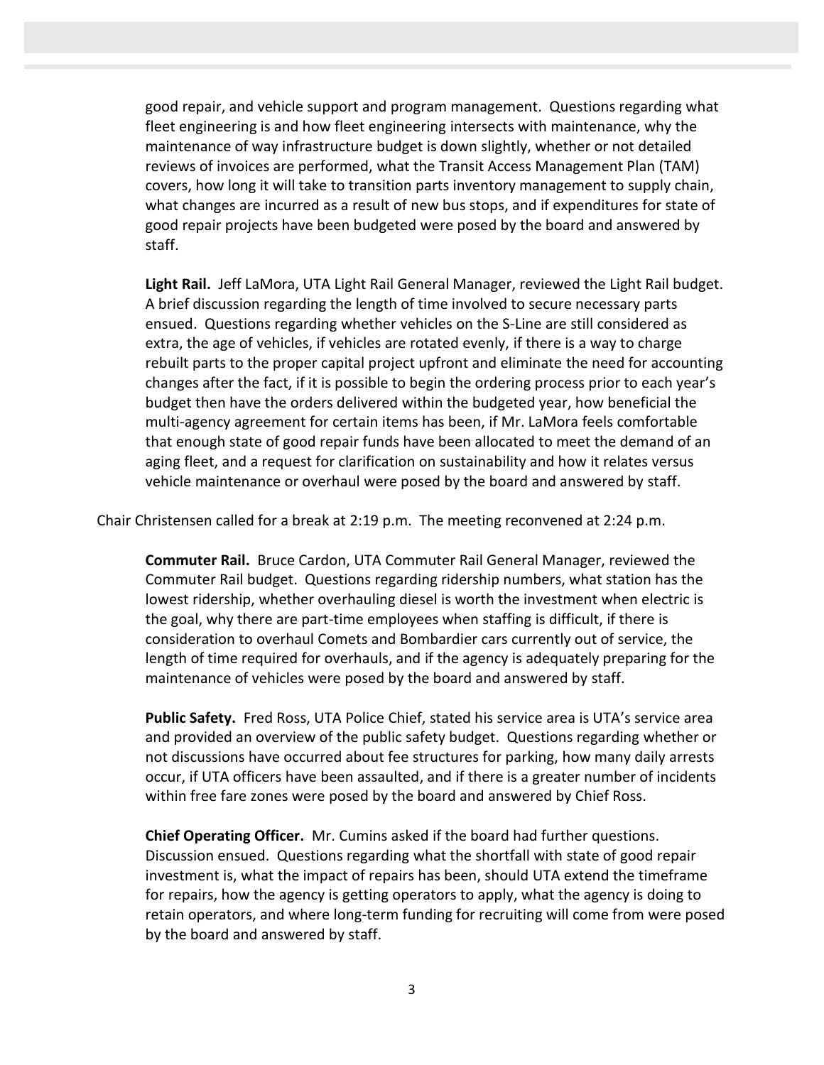good repair, and vehicle support and program management. Questions regarding what fleet engineering is and how fleet engineering intersects with maintenance, why the maintenance of way infrastructure budget is down slightly, whether or not detailed reviews of invoices are performed, what the Transit Access Management Plan (TAM) covers, how long it will take to transition parts inventory management to supply chain, what changes are incurred as a result of new bus stops, and if expenditures for state of good repair projects have been budgeted were posed by the board and answered by staff.

**Light Rail.** Jeff LaMora, UTA Light Rail General Manager, reviewed the Light Rail budget. A brief discussion regarding the length of time involved to secure necessary parts ensued. Questions regarding whether vehicles on the S-Line are still considered as extra, the age of vehicles, if vehicles are rotated evenly, if there is a way to charge rebuilt parts to the proper capital project upfront and eliminate the need for accounting changes after the fact, if it is possible to begin the ordering process prior to each year's budget then have the orders delivered within the budgeted year, how beneficial the multi-agency agreement for certain items has been, if Mr. LaMora feels comfortable that enough state of good repair funds have been allocated to meet the demand of an aging fleet, and a request for clarification on sustainability and how it relates versus vehicle maintenance or overhaul were posed by the board and answered by staff.

Chair Christensen called for a break at 2:19 p.m. The meeting reconvened at 2:24 p.m.

**Commuter Rail.** Bruce Cardon, UTA Commuter Rail General Manager, reviewed the Commuter Rail budget. Questions regarding ridership numbers, what station has the lowest ridership, whether overhauling diesel is worth the investment when electric is the goal, why there are part-time employees when staffing is difficult, if there is consideration to overhaul Comets and Bombardier cars currently out of service, the length of time required for overhauls, and if the agency is adequately preparing for the maintenance of vehicles were posed by the board and answered by staff.

**Public Safety.** Fred Ross, UTA Police Chief, stated his service area is UTA's service area and provided an overview of the public safety budget. Questions regarding whether or not discussions have occurred about fee structures for parking, how many daily arrests occur, if UTA officers have been assaulted, and if there is a greater number of incidents within free fare zones were posed by the board and answered by Chief Ross.

**Chief Operating Officer.** Mr. Cumins asked if the board had further questions. Discussion ensued. Questions regarding what the shortfall with state of good repair investment is, what the impact of repairs has been, should UTA extend the timeframe for repairs, how the agency is getting operators to apply, what the agency is doing to retain operators, and where long-term funding for recruiting will come from were posed by the board and answered by staff.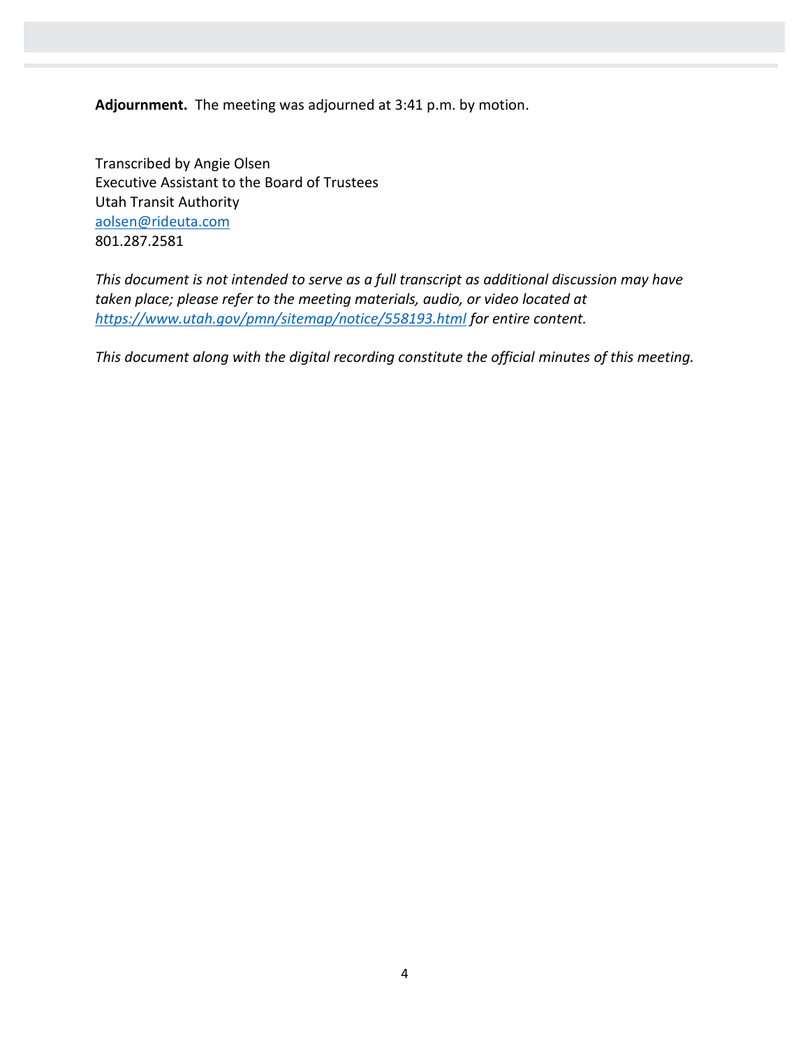**Adjournment.** The meeting was adjourned at 3:41 p.m. by motion.

Transcribed by Angie Olsen
Executive Assistant to the Board of Trustees
Utah Transit Authority
aolsen@rideuta.com
801.287.2581

*This document is not intended to serve as a full transcript as additional discussion may have taken place; please refer to the meeting materials, audio, or video located at https://www.utah.gov/pmn/sitemap/notice/558193.html for entire content.*

*This document along with the digital recording constitute the official minutes of this meeting.*